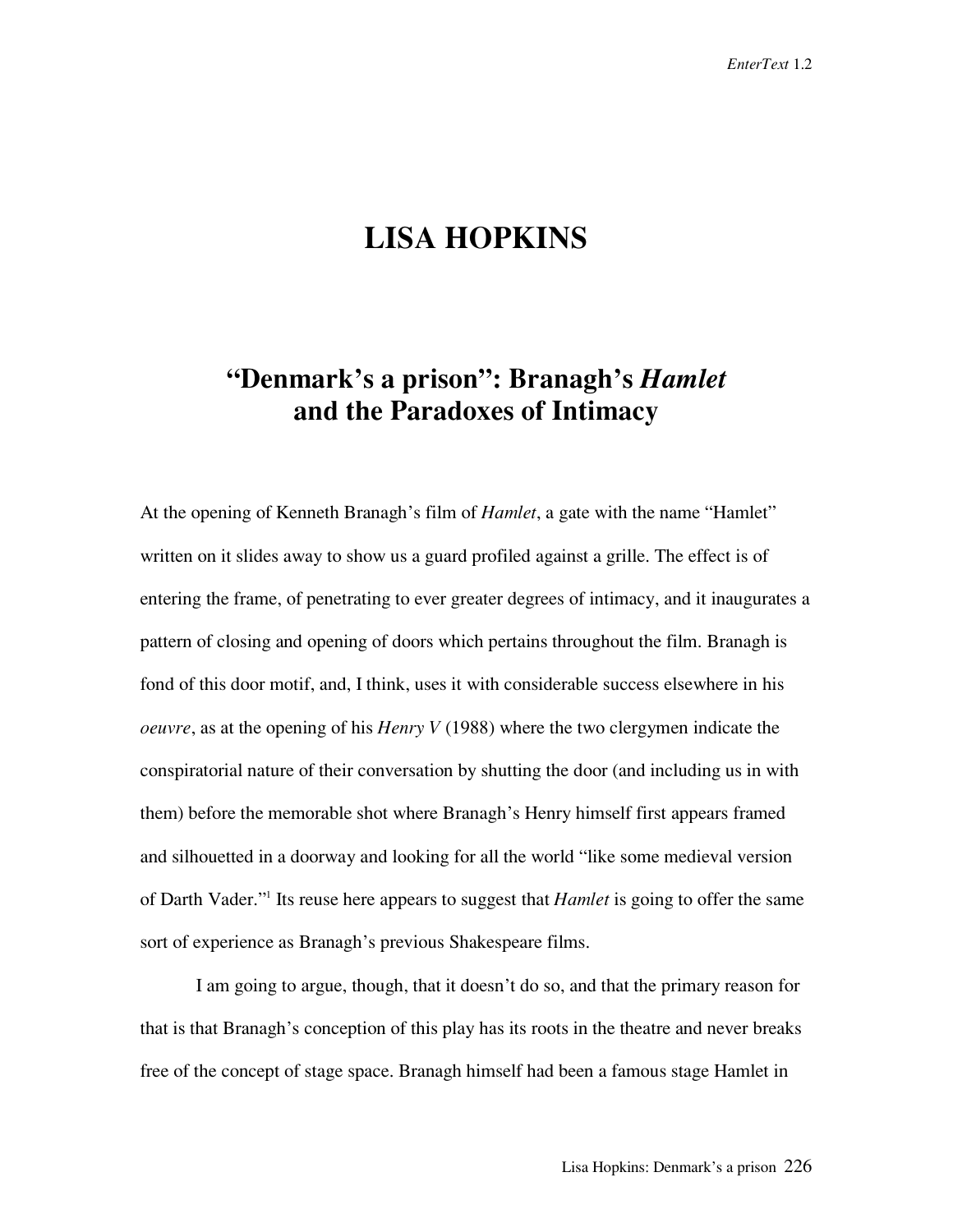# LISA HOPKINS

## "Denmark's a prison": Branagh's *Hamlet* and the Paradoxes of Intimacy

At the opening of Kenneth Branagh's film of *Hamlet*, a gate with the name "Hamlet" written on it slides away to show us a guard profiled against a grille. The effect is of entering the frame, of penetrating to ever greater degrees of intimacy, and it inaugurates a pattern of closing and opening of doors which pertains throughout the film. Branagh is fond of this door motif, and, I think, uses it with considerable success elsewhere in his *oeuvre*, as at the opening of his *Henry V* (1988) where the two clergymen indicate the conspiratorial nature of their conversation by shutting the door (and including us in with them) before the memorable shot where Branagh's Henry himself first appears framed and silhouetted in a doorway and looking for all the world "like some medieval version of Darth Vader."[1] Its reuse here appears to suggest that *Hamlet* is going to offer the same sort of experience as Branagh's previous Shakespeare films.

I am going to argue, though, that it doesn't do so, and that the primary reason for that is that Branagh's conception of this play has its roots in the theatre and never breaks free of the concept of stage space. Branagh himself had been a famous stage Hamlet in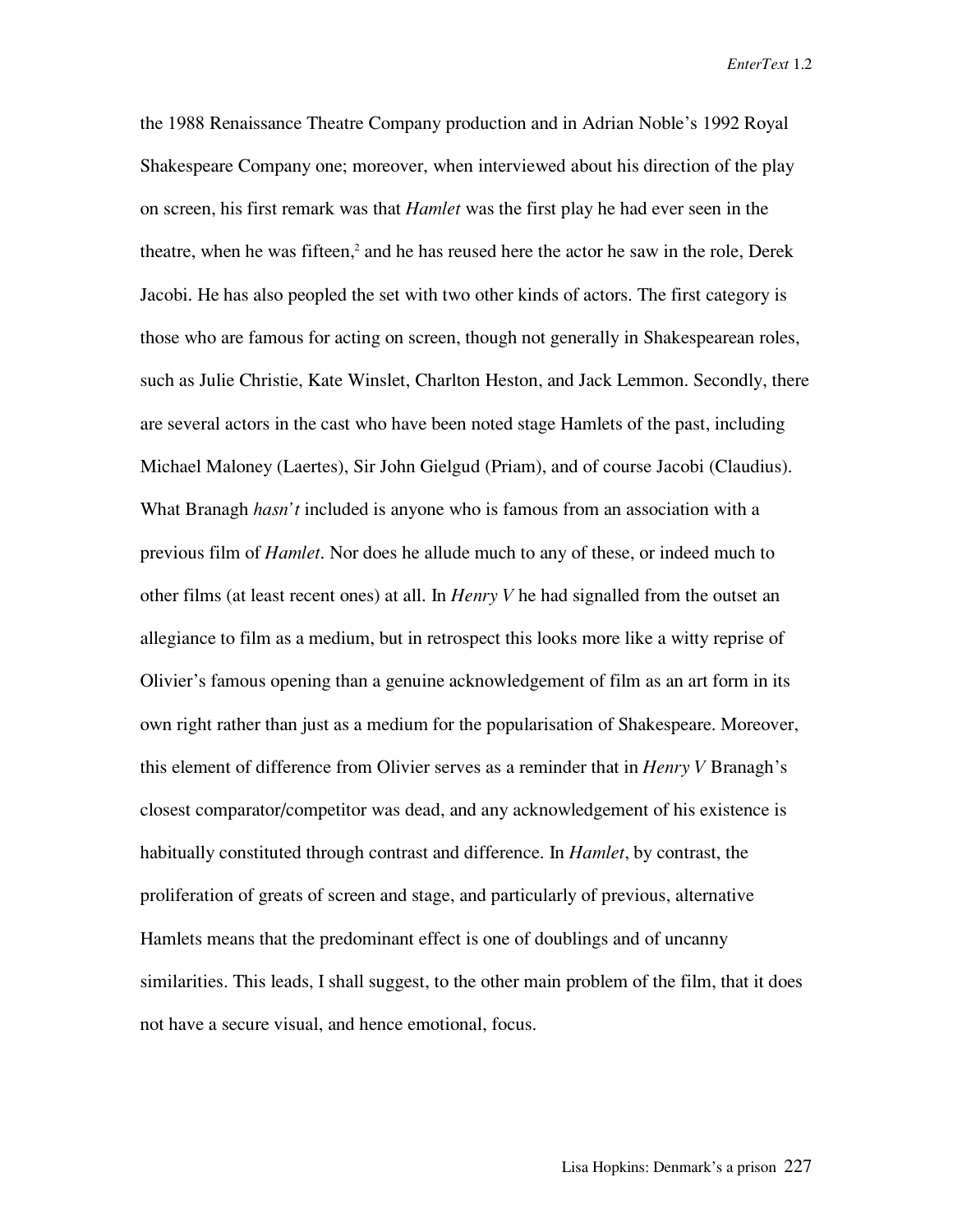the 1988 Renaissance Theatre Company production and in Adrian Noble's 1992 Royal Shakespeare Company one; moreover, when interviewed about his direction of the play on screen, his first remark was that *Hamlet* was the first play he had ever seen in the theatre, when he was fifteen,[2] and he has reused here the actor he saw in the role, Derek Jacobi. He has also peopled the set with two other kinds of actors. The first category is those who are famous for acting on screen, though not generally in Shakespearean roles, such as Julie Christie, Kate Winslet, Charlton Heston, and Jack Lemmon. Secondly, there are several actors in the cast who have been noted stage Hamlets of the past, including Michael Maloney (Laertes), Sir John Gielgud (Priam), and of course Jacobi (Claudius). What Branagh *hasn't* included is anyone who is famous from an association with a previous film of *Hamlet*. Nor does he allude much to any of these, or indeed much to other films (at least recent ones) at all. In *Henry V* he had signalled from the outset an allegiance to film as a medium, but in retrospect this looks more like a witty reprise of Olivier's famous opening than a genuine acknowledgement of film as an art form in its own right rather than just as a medium for the popularisation of Shakespeare. Moreover, this element of difference from Olivier serves as a reminder that in *Henry V* Branagh's closest comparator/competitor was dead, and any acknowledgement of his existence is habitually constituted through contrast and difference. In *Hamlet*, by contrast, the proliferation of greats of screen and stage, and particularly of previous, alternative Hamlets means that the predominant effect is one of doublings and of uncanny similarities. This leads, I shall suggest, to the other main problem of the film, that it does not have a secure visual, and hence emotional, focus.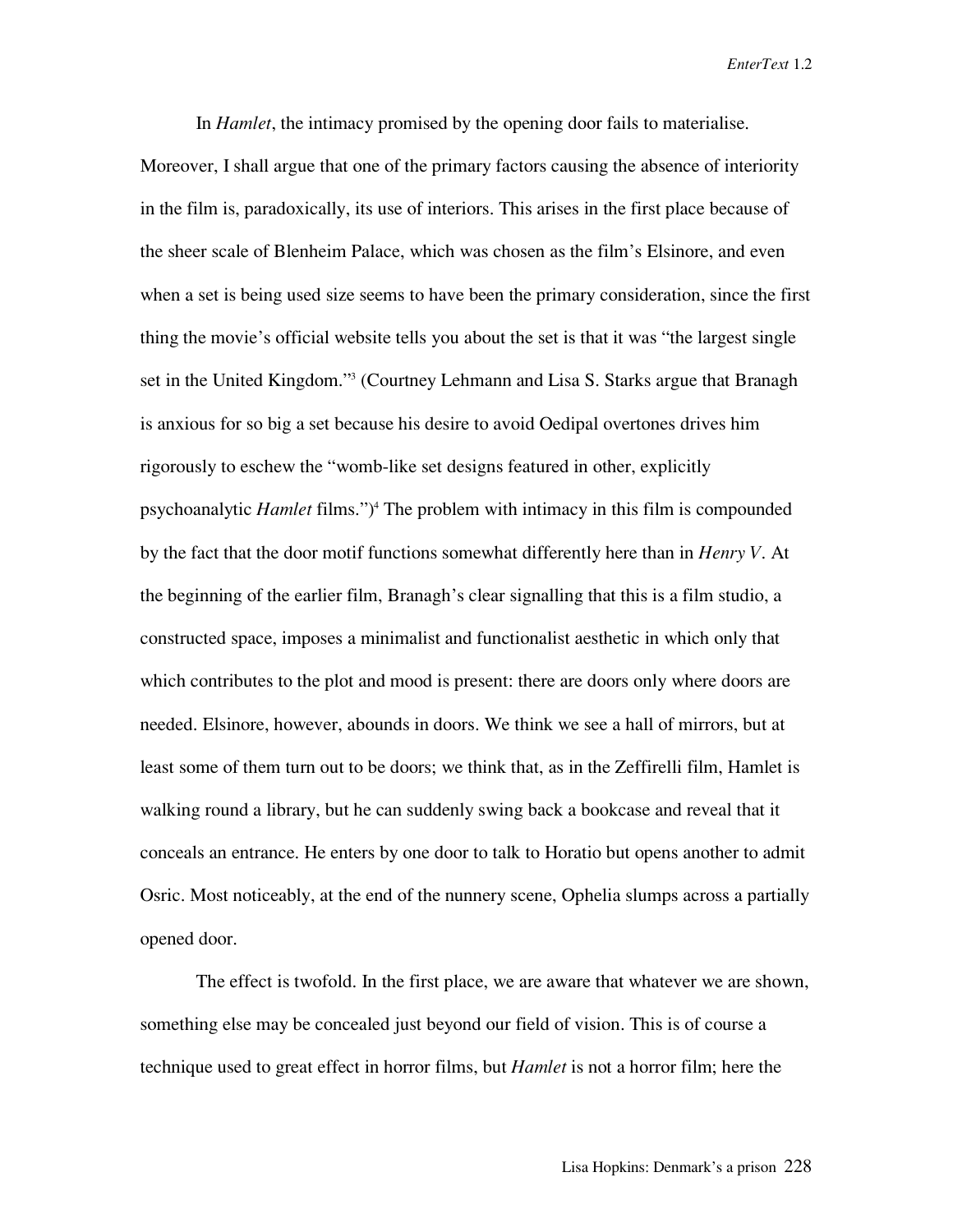In *Hamlet*, the intimacy promised by the opening door fails to materialise. Moreover, I shall argue that one of the primary factors causing the absence of interiority in the film is, paradoxically, its use of interiors. This arises in the first place because of the sheer scale of Blenheim Palace, which was chosen as the film's Elsinore, and even when a set is being used size seems to have been the primary consideration, since the first thing the movie's official website tells you about the set is that it was "the largest single set in the United Kingdom."[3] (Courtney Lehmann and Lisa S. Starks argue that Branagh is anxious for so big a set because his desire to avoid Oedipal overtones drives him rigorously to eschew the "womb-like set designs featured in other, explicitly psychoanalytic *Hamlet* films.")[4] The problem with intimacy in this film is compounded by the fact that the door motif functions somewhat differently here than in *Henry V*. At the beginning of the earlier film, Branagh's clear signalling that this is a film studio, a constructed space, imposes a minimalist and functionalist aesthetic in which only that which contributes to the plot and mood is present: there are doors only where doors are needed. Elsinore, however, abounds in doors. We think we see a hall of mirrors, but at least some of them turn out to be doors; we think that, as in the Zeffirelli film, Hamlet is walking round a library, but he can suddenly swing back a bookcase and reveal that it conceals an entrance. He enters by one door to talk to Horatio but opens another to admit Osric. Most noticeably, at the end of the nunnery scene, Ophelia slumps across a partially opened door.

The effect is twofold. In the first place, we are aware that whatever we are shown, something else may be concealed just beyond our field of vision. This is of course a technique used to great effect in horror films, but *Hamlet* is not a horror film; here the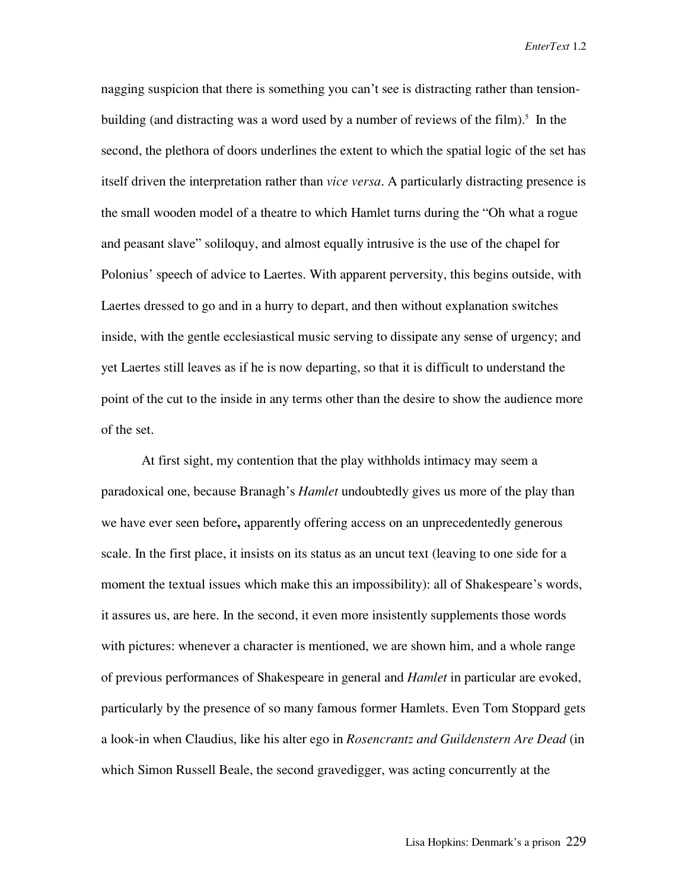nagging suspicion that there is something you can't see is distracting rather than tension-building (and distracting was a word used by a number of reviews of the film).[5] In the second, the plethora of doors underlines the extent to which the spatial logic of the set has itself driven the interpretation rather than *vice versa*. A particularly distracting presence is the small wooden model of a theatre to which Hamlet turns during the "Oh what a rogue and peasant slave" soliloquy, and almost equally intrusive is the use of the chapel for Polonius' speech of advice to Laertes. With apparent perversity, this begins outside, with Laertes dressed to go and in a hurry to depart, and then without explanation switches inside, with the gentle ecclesiastical music serving to dissipate any sense of urgency; and yet Laertes still leaves as if he is now departing, so that it is difficult to understand the point of the cut to the inside in any terms other than the desire to show the audience more of the set.

At first sight, my contention that the play withholds intimacy may seem a paradoxical one, because Branagh's *Hamlet* undoubtedly gives us more of the play than we have ever seen before**,** apparently offering access on an unprecedentedly generous scale. In the first place, it insists on its status as an uncut text (leaving to one side for a moment the textual issues which make this an impossibility): all of Shakespeare's words, it assures us, are here. In the second, it even more insistently supplements those words with pictures: whenever a character is mentioned, we are shown him, and a whole range of previous performances of Shakespeare in general and *Hamlet* in particular are evoked, particularly by the presence of so many famous former Hamlets. Even Tom Stoppard gets a look-in when Claudius, like his alter ego in *Rosencrantz and Guildenstern Are Dead* (in which Simon Russell Beale, the second gravedigger, was acting concurrently at the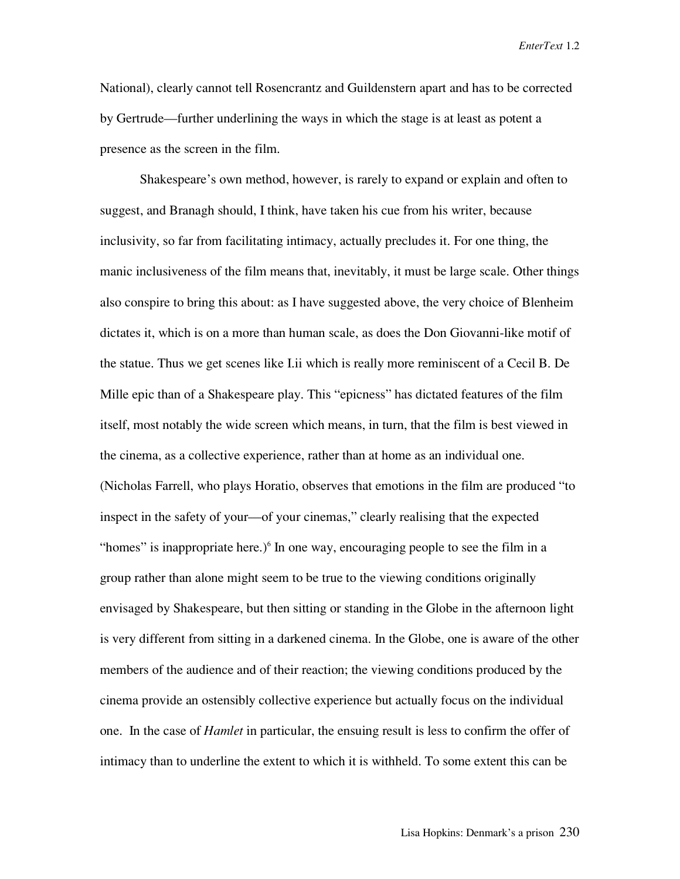National), clearly cannot tell Rosencrantz and Guildenstern apart and has to be corrected by Gertrude—further underlining the ways in which the stage is at least as potent a presence as the screen in the film.

Shakespeare's own method, however, is rarely to expand or explain and often to suggest, and Branagh should, I think, have taken his cue from his writer, because inclusivity, so far from facilitating intimacy, actually precludes it. For one thing, the manic inclusiveness of the film means that, inevitably, it must be large scale. Other things also conspire to bring this about: as I have suggested above, the very choice of Blenheim dictates it, which is on a more than human scale, as does the Don Giovanni-like motif of the statue. Thus we get scenes like I.ii which is really more reminiscent of a Cecil B. De Mille epic than of a Shakespeare play. This "epicness" has dictated features of the film itself, most notably the wide screen which means, in turn, that the film is best viewed in the cinema, as a collective experience, rather than at home as an individual one. (Nicholas Farrell, who plays Horatio, observes that emotions in the film are produced "to inspect in the safety of your—of your cinemas," clearly realising that the expected "homes" is inappropriate here.)[6] In one way, encouraging people to see the film in a group rather than alone might seem to be true to the viewing conditions originally envisaged by Shakespeare, but then sitting or standing in the Globe in the afternoon light is very different from sitting in a darkened cinema. In the Globe, one is aware of the other members of the audience and of their reaction; the viewing conditions produced by the cinema provide an ostensibly collective experience but actually focus on the individual one. In the case of *Hamlet* in particular, the ensuing result is less to confirm the offer of intimacy than to underline the extent to which it is withheld. To some extent this can be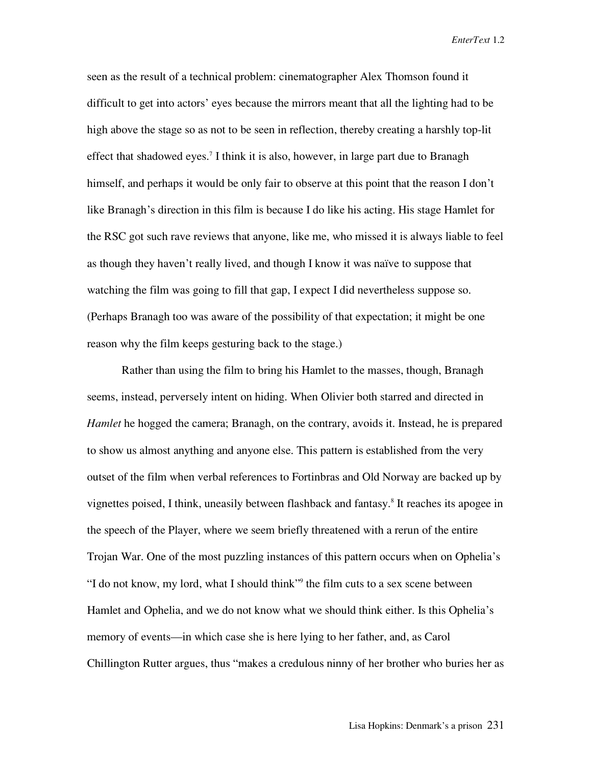seen as the result of a technical problem: cinematographer Alex Thomson found it difficult to get into actors' eyes because the mirrors meant that all the lighting had to be high above the stage so as not to be seen in reflection, thereby creating a harshly top-lit effect that shadowed eyes.[7] I think it is also, however, in large part due to Branagh himself, and perhaps it would be only fair to observe at this point that the reason I don't like Branagh's direction in this film is because I do like his acting. His stage Hamlet for the RSC got such rave reviews that anyone, like me, who missed it is always liable to feel as though they haven't really lived, and though I know it was naïve to suppose that watching the film was going to fill that gap, I expect I did nevertheless suppose so. (Perhaps Branagh too was aware of the possibility of that expectation; it might be one reason why the film keeps gesturing back to the stage.)

Rather than using the film to bring his Hamlet to the masses, though, Branagh seems, instead, perversely intent on hiding. When Olivier both starred and directed in *Hamlet* he hogged the camera; Branagh, on the contrary, avoids it. Instead, he is prepared to show us almost anything and anyone else. This pattern is established from the very outset of the film when verbal references to Fortinbras and Old Norway are backed up by vignettes poised, I think, uneasily between flashback and fantasy.[8] It reaches its apogee in the speech of the Player, where we seem briefly threatened with a rerun of the entire Trojan War. One of the most puzzling instances of this pattern occurs when on Ophelia's "I do not know, my lord, what I should think"[9] the film cuts to a sex scene between Hamlet and Ophelia, and we do not know what we should think either. Is this Ophelia's memory of events—in which case she is here lying to her father, and, as Carol Chillington Rutter argues, thus "makes a credulous ninny of her brother who buries her as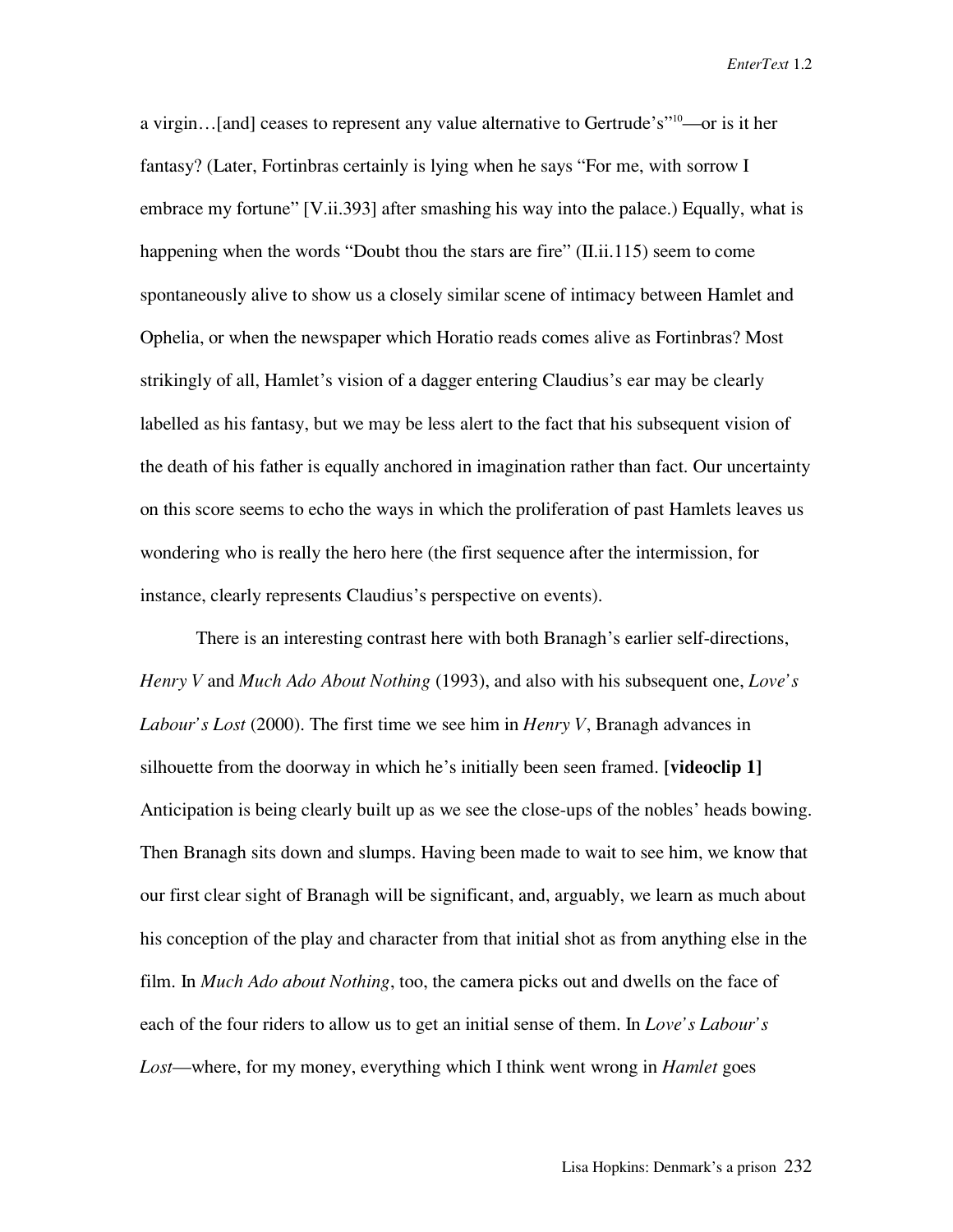a virgin…[and] ceases to represent any value alternative to Gertrude's"[10]—or is it her fantasy? (Later, Fortinbras certainly is lying when he says "For me, with sorrow I embrace my fortune" [V.ii.393] after smashing his way into the palace.) Equally, what is happening when the words "Doubt thou the stars are fire" (II.ii.115) seem to come spontaneously alive to show us a closely similar scene of intimacy between Hamlet and Ophelia, or when the newspaper which Horatio reads comes alive as Fortinbras? Most strikingly of all, Hamlet's vision of a dagger entering Claudius's ear may be clearly labelled as his fantasy, but we may be less alert to the fact that his subsequent vision of the death of his father is equally anchored in imagination rather than fact. Our uncertainty on this score seems to echo the ways in which the proliferation of past Hamlets leaves us wondering who is really the hero here (the first sequence after the intermission, for instance, clearly represents Claudius's perspective on events).

There is an interesting contrast here with both Branagh's earlier self-directions, *Henry V* and *Much Ado About Nothing* (1993), and also with his subsequent one, *Love's Labour's Lost* (2000). The first time we see him in *Henry V*, Branagh advances in silhouette from the doorway in which he's initially been seen framed. **[videoclip 1]** Anticipation is being clearly built up as we see the close-ups of the nobles' heads bowing. Then Branagh sits down and slumps. Having been made to wait to see him, we know that our first clear sight of Branagh will be significant, and, arguably, we learn as much about his conception of the play and character from that initial shot as from anything else in the film. In *Much Ado about Nothing*, too, the camera picks out and dwells on the face of each of the four riders to allow us to get an initial sense of them. In *Love's Labour's Lost*—where, for my money, everything which I think went wrong in *Hamlet* goes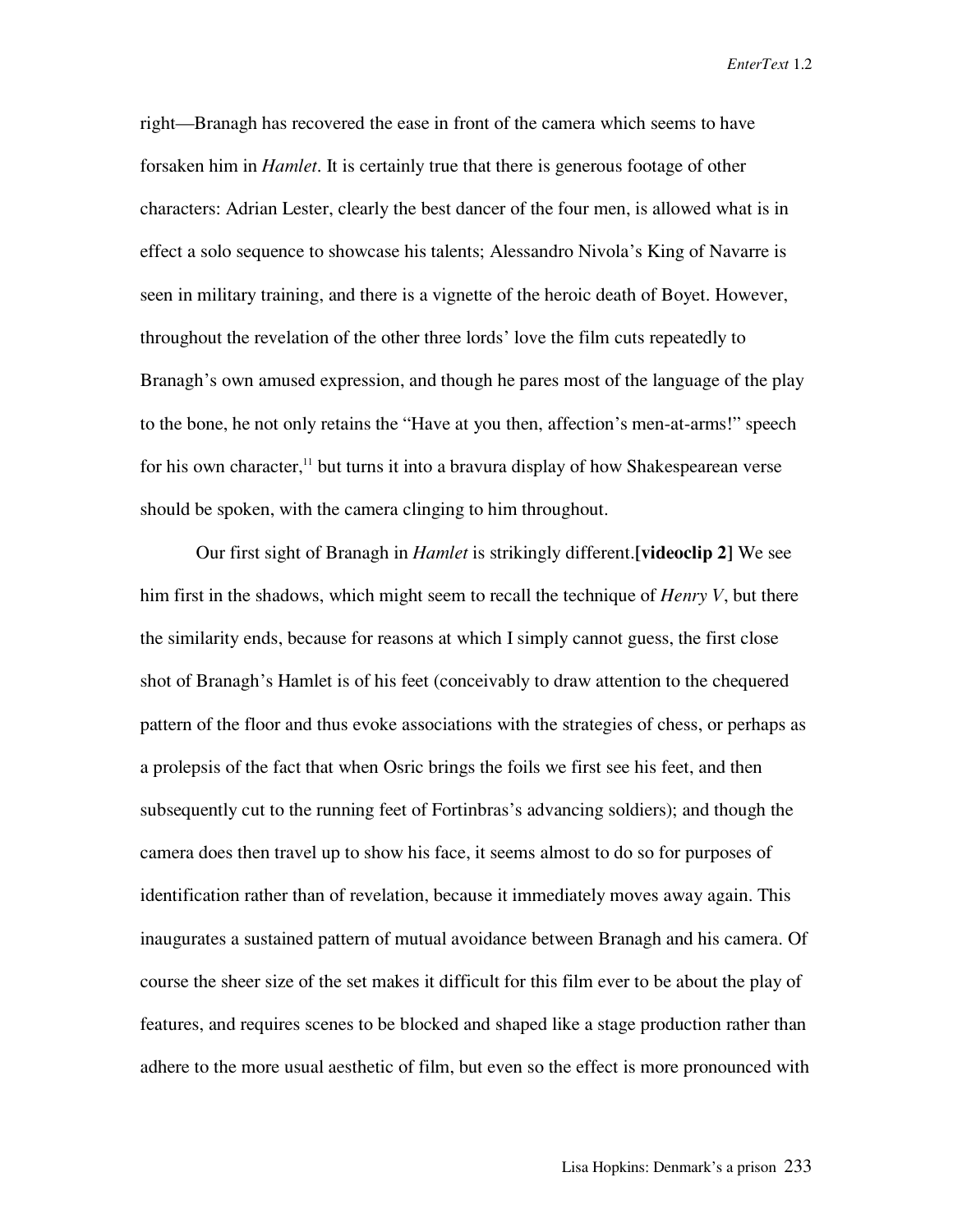right—Branagh has recovered the ease in front of the camera which seems to have forsaken him in *Hamlet*. It is certainly true that there is generous footage of other characters: Adrian Lester, clearly the best dancer of the four men, is allowed what is in effect a solo sequence to showcase his talents; Alessandro Nivola's King of Navarre is seen in military training, and there is a vignette of the heroic death of Boyet. However, throughout the revelation of the other three lords' love the film cuts repeatedly to Branagh's own amused expression, and though he pares most of the language of the play to the bone, he not only retains the "Have at you then, affection's men-at-arms!" speech for his own character,[11] but turns it into a bravura display of how Shakespearean verse should be spoken, with the camera clinging to him throughout.

Our first sight of Branagh in *Hamlet* is strikingly different.**[videoclip 2]** We see him first in the shadows, which might seem to recall the technique of *Henry V*, but there the similarity ends, because for reasons at which I simply cannot guess, the first close shot of Branagh's Hamlet is of his feet (conceivably to draw attention to the chequered pattern of the floor and thus evoke associations with the strategies of chess, or perhaps as a prolepsis of the fact that when Osric brings the foils we first see his feet, and then subsequently cut to the running feet of Fortinbras's advancing soldiers); and though the camera does then travel up to show his face, it seems almost to do so for purposes of identification rather than of revelation, because it immediately moves away again. This inaugurates a sustained pattern of mutual avoidance between Branagh and his camera. Of course the sheer size of the set makes it difficult for this film ever to be about the play of features, and requires scenes to be blocked and shaped like a stage production rather than adhere to the more usual aesthetic of film, but even so the effect is more pronounced with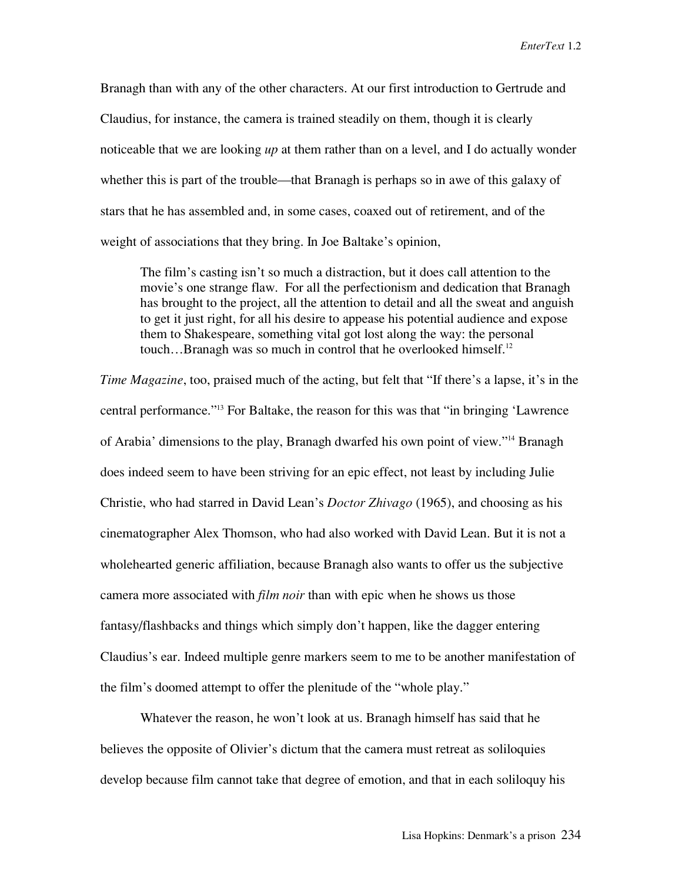Branagh than with any of the other characters. At our first introduction to Gertrude and Claudius, for instance, the camera is trained steadily on them, though it is clearly noticeable that we are looking *up* at them rather than on a level, and I do actually wonder whether this is part of the trouble—that Branagh is perhaps so in awe of this galaxy of stars that he has assembled and, in some cases, coaxed out of retirement, and of the weight of associations that they bring. In Joe Baltake's opinion,

> The film's casting isn't so much a distraction, but it does call attention to the movie's one strange flaw. For all the perfectionism and dedication that Branagh has brought to the project, all the attention to detail and all the sweat and anguish to get it just right, for all his desire to appease his potential audience and expose them to Shakespeare, something vital got lost along the way: the personal touch…Branagh was so much in control that he overlooked himself.[12]

*Time Magazine*, too, praised much of the acting, but felt that "If there's a lapse, it's in the central performance."[13] For Baltake, the reason for this was that "in bringing 'Lawrence of Arabia' dimensions to the play, Branagh dwarfed his own point of view."[14] Branagh does indeed seem to have been striving for an epic effect, not least by including Julie Christie, who had starred in David Lean's *Doctor Zhivago* (1965), and choosing as his cinematographer Alex Thomson, who had also worked with David Lean. But it is not a wholehearted generic affiliation, because Branagh also wants to offer us the subjective camera more associated with *film noir* than with epic when he shows us those fantasy/flashbacks and things which simply don't happen, like the dagger entering Claudius's ear. Indeed multiple genre markers seem to me to be another manifestation of the film's doomed attempt to offer the plenitude of the "whole play."

Whatever the reason, he won't look at us. Branagh himself has said that he believes the opposite of Olivier's dictum that the camera must retreat as soliloquies develop because film cannot take that degree of emotion, and that in each soliloquy his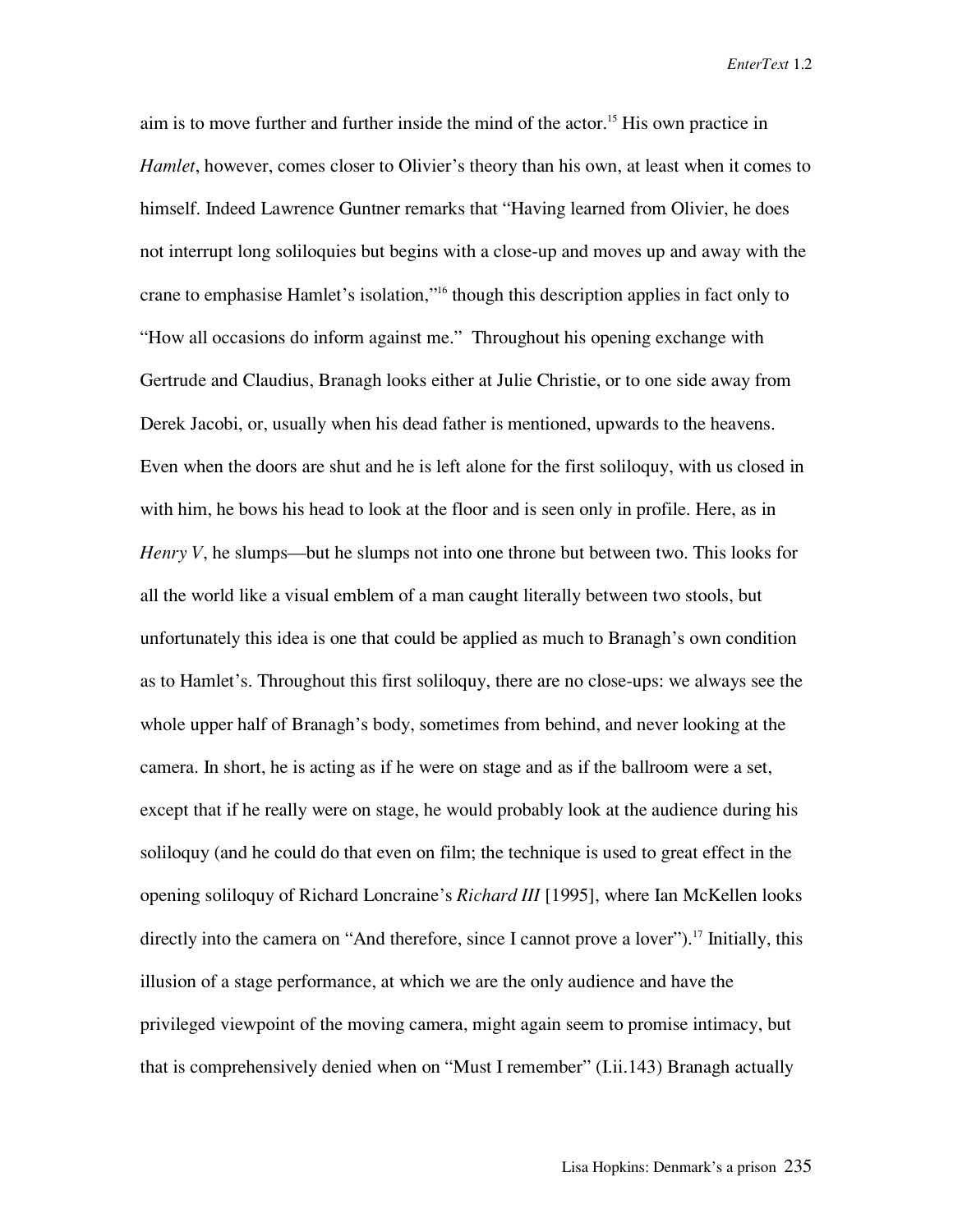aim is to move further and further inside the mind of the actor.[15] His own practice in *Hamlet*, however, comes closer to Olivier's theory than his own, at least when it comes to himself. Indeed Lawrence Guntner remarks that "Having learned from Olivier, he does not interrupt long soliloquies but begins with a close-up and moves up and away with the crane to emphasise Hamlet's isolation,"[16] though this description applies in fact only to "How all occasions do inform against me." Throughout his opening exchange with Gertrude and Claudius, Branagh looks either at Julie Christie, or to one side away from Derek Jacobi, or, usually when his dead father is mentioned, upwards to the heavens. Even when the doors are shut and he is left alone for the first soliloquy, with us closed in with him, he bows his head to look at the floor and is seen only in profile. Here, as in *Henry V*, he slumps—but he slumps not into one throne but between two. This looks for all the world like a visual emblem of a man caught literally between two stools, but unfortunately this idea is one that could be applied as much to Branagh's own condition as to Hamlet's. Throughout this first soliloquy, there are no close-ups: we always see the whole upper half of Branagh's body, sometimes from behind, and never looking at the camera. In short, he is acting as if he were on stage and as if the ballroom were a set, except that if he really were on stage, he would probably look at the audience during his soliloquy (and he could do that even on film; the technique is used to great effect in the opening soliloquy of Richard Loncraine's *Richard III* [1995], where Ian McKellen looks directly into the camera on "And therefore, since I cannot prove a lover").[17] Initially, this illusion of a stage performance, at which we are the only audience and have the privileged viewpoint of the moving camera, might again seem to promise intimacy, but that is comprehensively denied when on "Must I remember" (I.ii.143) Branagh actually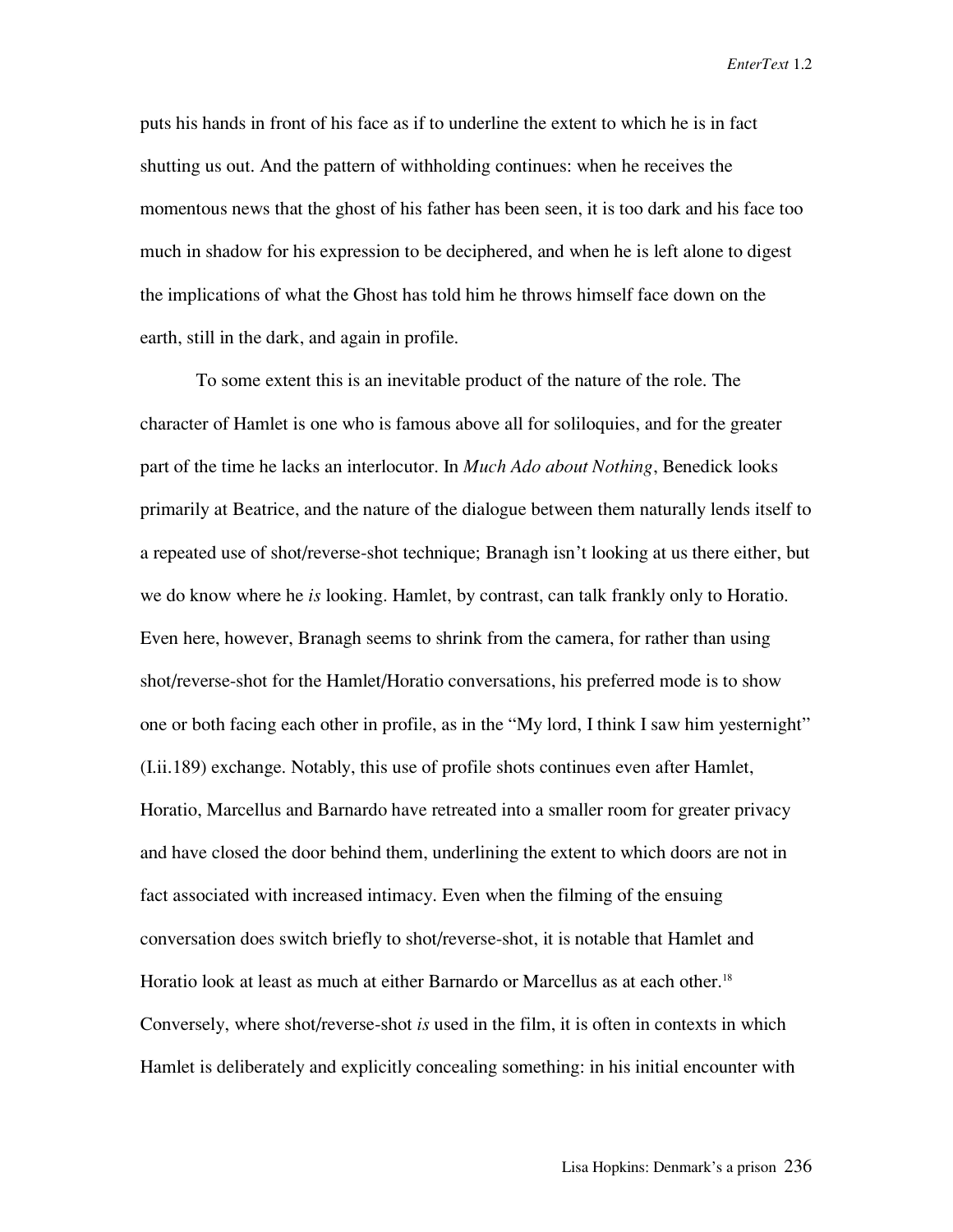puts his hands in front of his face as if to underline the extent to which he is in fact shutting us out. And the pattern of withholding continues: when he receives the momentous news that the ghost of his father has been seen, it is too dark and his face too much in shadow for his expression to be deciphered, and when he is left alone to digest the implications of what the Ghost has told him he throws himself face down on the earth, still in the dark, and again in profile.

To some extent this is an inevitable product of the nature of the role. The character of Hamlet is one who is famous above all for soliloquies, and for the greater part of the time he lacks an interlocutor. In *Much Ado about Nothing*, Benedick looks primarily at Beatrice, and the nature of the dialogue between them naturally lends itself to a repeated use of shot/reverse-shot technique; Branagh isn't looking at us there either, but we do know where he *is* looking. Hamlet, by contrast, can talk frankly only to Horatio. Even here, however, Branagh seems to shrink from the camera, for rather than using shot/reverse-shot for the Hamlet/Horatio conversations, his preferred mode is to show one or both facing each other in profile, as in the "My lord, I think I saw him yesternight" (I.ii.189) exchange. Notably, this use of profile shots continues even after Hamlet, Horatio, Marcellus and Barnardo have retreated into a smaller room for greater privacy and have closed the door behind them, underlining the extent to which doors are not in fact associated with increased intimacy. Even when the filming of the ensuing conversation does switch briefly to shot/reverse-shot, it is notable that Hamlet and Horatio look at least as much at either Barnardo or Marcellus as at each other.[18] Conversely, where shot/reverse-shot *is* used in the film, it is often in contexts in which Hamlet is deliberately and explicitly concealing something: in his initial encounter with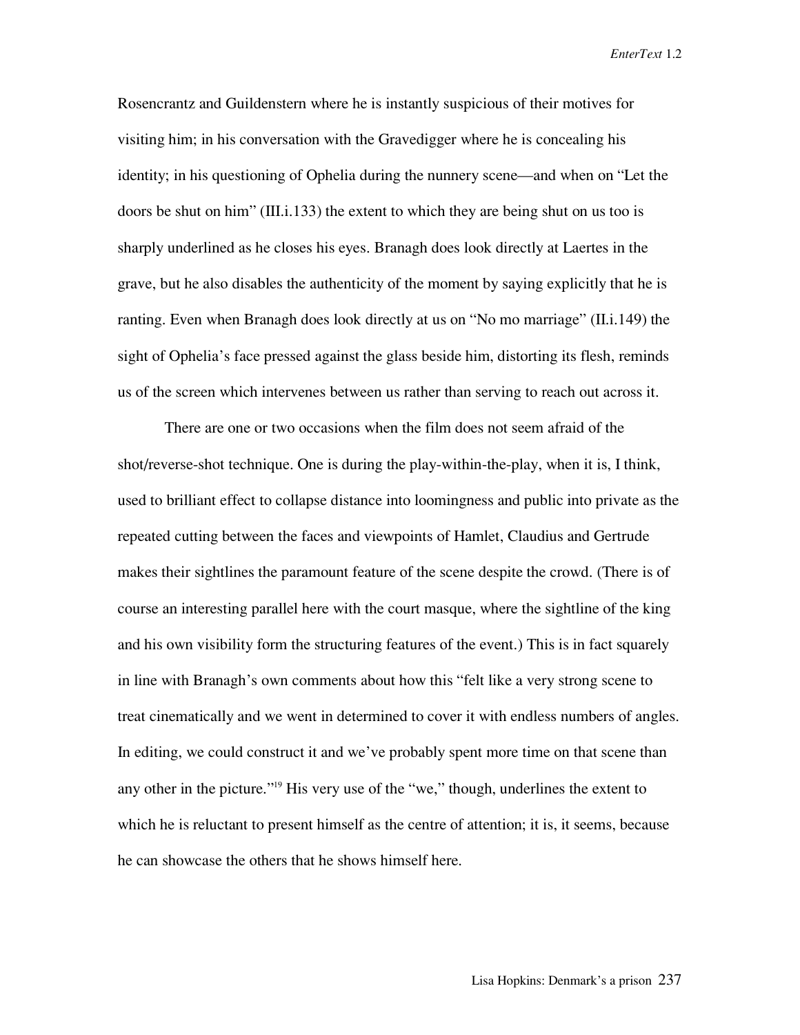Rosencrantz and Guildenstern where he is instantly suspicious of their motives for visiting him; in his conversation with the Gravedigger where he is concealing his identity; in his questioning of Ophelia during the nunnery scene—and when on “Let the doors be shut on him” (III.i.133) the extent to which they are being shut on us too is sharply underlined as he closes his eyes. Branagh does look directly at Laertes in the grave, but he also disables the authenticity of the moment by saying explicitly that he is ranting. Even when Branagh does look directly at us on “No mo marriage” (II.i.149) the sight of Ophelia’s face pressed against the glass beside him, distorting its flesh, reminds us of the screen which intervenes between us rather than serving to reach out across it.

There are one or two occasions when the film does not seem afraid of the shot/reverse-shot technique. One is during the play-within-the-play, when it is, I think, used to brilliant effect to collapse distance into loomingness and public into private as the repeated cutting between the faces and viewpoints of Hamlet, Claudius and Gertrude makes their sightlines the paramount feature of the scene despite the crowd. (There is of course an interesting parallel here with the court masque, where the sightline of the king and his own visibility form the structuring features of the event.) This is in fact squarely in line with Branagh’s own comments about how this “felt like a very strong scene to treat cinematically and we went in determined to cover it with endless numbers of angles. In editing, we could construct it and we’ve probably spent more time on that scene than any other in the picture.”[19] His very use of the “we,” though, underlines the extent to which he is reluctant to present himself as the centre of attention; it is, it seems, because he can showcase the others that he shows himself here.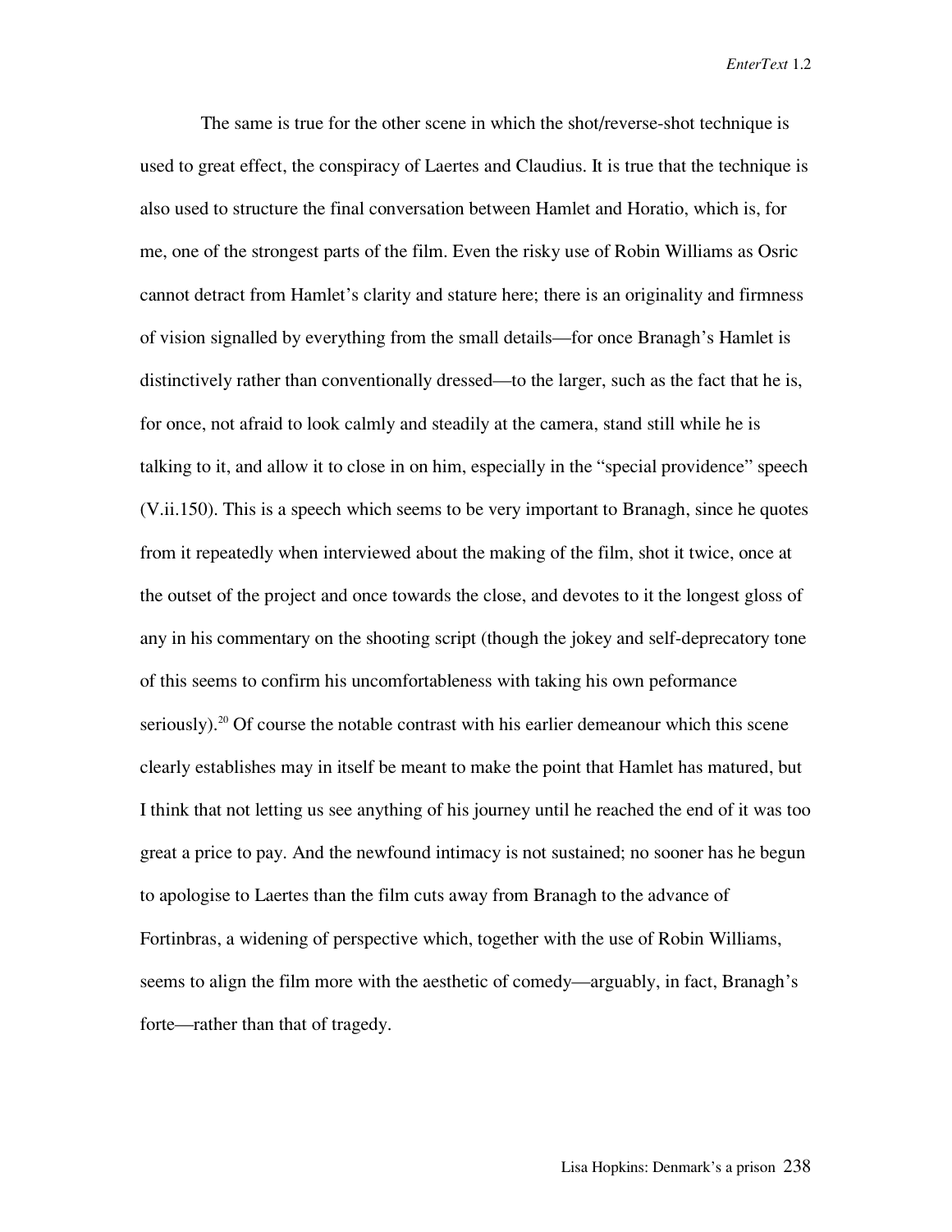The same is true for the other scene in which the shot/reverse-shot technique is used to great effect, the conspiracy of Laertes and Claudius. It is true that the technique is also used to structure the final conversation between Hamlet and Horatio, which is, for me, one of the strongest parts of the film. Even the risky use of Robin Williams as Osric cannot detract from Hamlet's clarity and stature here; there is an originality and firmness of vision signalled by everything from the small details—for once Branagh's Hamlet is distinctively rather than conventionally dressed—to the larger, such as the fact that he is, for once, not afraid to look calmly and steadily at the camera, stand still while he is talking to it, and allow it to close in on him, especially in the "special providence" speech (V.ii.150). This is a speech which seems to be very important to Branagh, since he quotes from it repeatedly when interviewed about the making of the film, shot it twice, once at the outset of the project and once towards the close, and devotes to it the longest gloss of any in his commentary on the shooting script (though the jokey and self-deprecatory tone of this seems to confirm his uncomfortableness with taking his own peformance seriously).[20] Of course the notable contrast with his earlier demeanour which this scene clearly establishes may in itself be meant to make the point that Hamlet has matured, but I think that not letting us see anything of his journey until he reached the end of it was too great a price to pay. And the newfound intimacy is not sustained; no sooner has he begun to apologise to Laertes than the film cuts away from Branagh to the advance of Fortinbras, a widening of perspective which, together with the use of Robin Williams, seems to align the film more with the aesthetic of comedy—arguably, in fact, Branagh's forte—rather than that of tragedy.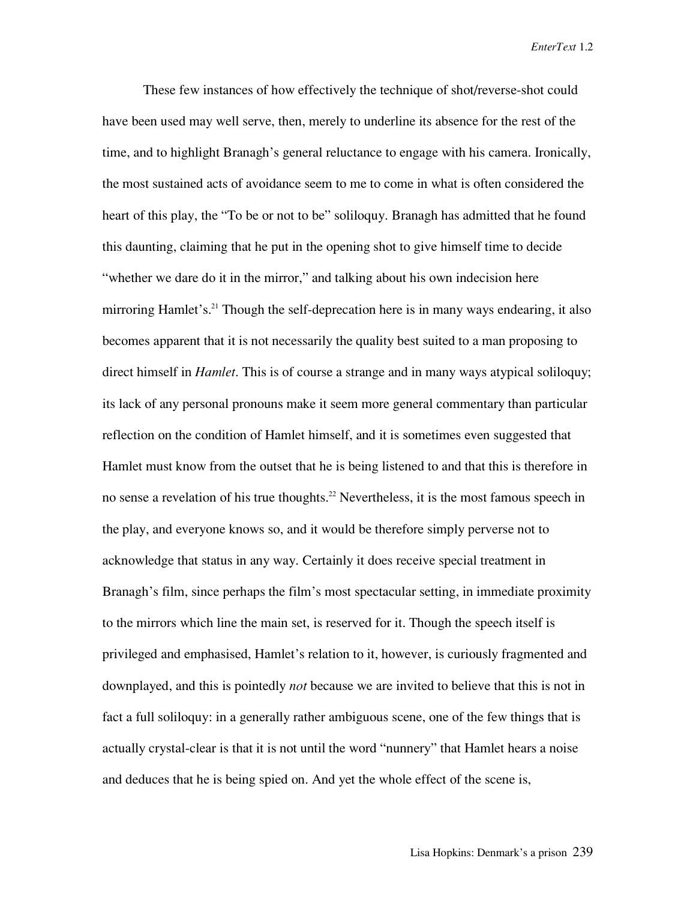These few instances of how effectively the technique of shot/reverse-shot could have been used may well serve, then, merely to underline its absence for the rest of the time, and to highlight Branagh's general reluctance to engage with his camera. Ironically, the most sustained acts of avoidance seem to me to come in what is often considered the heart of this play, the "To be or not to be" soliloquy. Branagh has admitted that he found this daunting, claiming that he put in the opening shot to give himself time to decide "whether we dare do it in the mirror," and talking about his own indecision here mirroring Hamlet's.[21] Though the self-deprecation here is in many ways endearing, it also becomes apparent that it is not necessarily the quality best suited to a man proposing to direct himself in *Hamlet*. This is of course a strange and in many ways atypical soliloquy; its lack of any personal pronouns make it seem more general commentary than particular reflection on the condition of Hamlet himself, and it is sometimes even suggested that Hamlet must know from the outset that he is being listened to and that this is therefore in no sense a revelation of his true thoughts.[22] Nevertheless, it is the most famous speech in the play, and everyone knows so, and it would be therefore simply perverse not to acknowledge that status in any way. Certainly it does receive special treatment in Branagh's film, since perhaps the film's most spectacular setting, in immediate proximity to the mirrors which line the main set, is reserved for it. Though the speech itself is privileged and emphasised, Hamlet's relation to it, however, is curiously fragmented and downplayed, and this is pointedly *not* because we are invited to believe that this is not in fact a full soliloquy: in a generally rather ambiguous scene, one of the few things that is actually crystal-clear is that it is not until the word "nunnery" that Hamlet hears a noise and deduces that he is being spied on. And yet the whole effect of the scene is,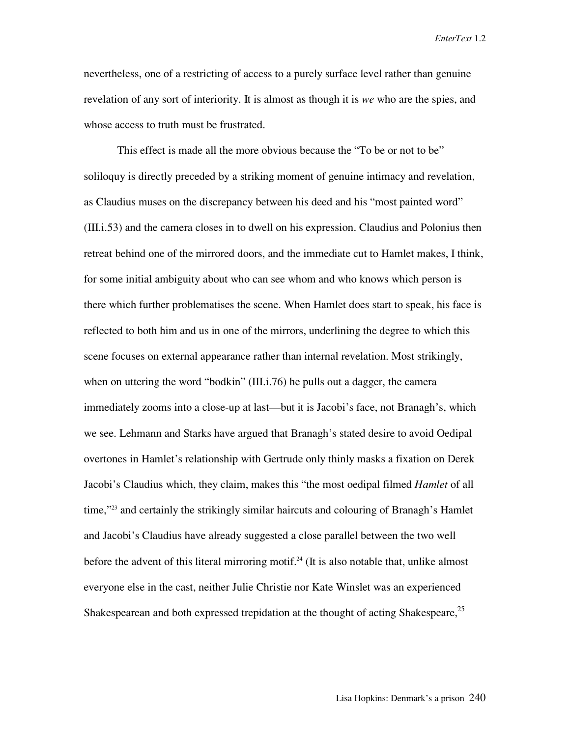nevertheless, one of a restricting of access to a purely surface level rather than genuine revelation of any sort of interiority. It is almost as though it is *we* who are the spies, and whose access to truth must be frustrated.

This effect is made all the more obvious because the "To be or not to be" soliloquy is directly preceded by a striking moment of genuine intimacy and revelation, as Claudius muses on the discrepancy between his deed and his "most painted word" (III.i.53) and the camera closes in to dwell on his expression. Claudius and Polonius then retreat behind one of the mirrored doors, and the immediate cut to Hamlet makes, I think, for some initial ambiguity about who can see whom and who knows which person is there which further problematises the scene. When Hamlet does start to speak, his face is reflected to both him and us in one of the mirrors, underlining the degree to which this scene focuses on external appearance rather than internal revelation. Most strikingly, when on uttering the word "bodkin" (III.i.76) he pulls out a dagger, the camera immediately zooms into a close-up at last—but it is Jacobi's face, not Branagh's, which we see. Lehmann and Starks have argued that Branagh's stated desire to avoid Oedipal overtones in Hamlet's relationship with Gertrude only thinly masks a fixation on Derek Jacobi's Claudius which, they claim, makes this "the most oedipal filmed *Hamlet* of all time,"[23] and certainly the strikingly similar haircuts and colouring of Branagh's Hamlet and Jacobi's Claudius have already suggested a close parallel between the two well before the advent of this literal mirroring motif.[24] (It is also notable that, unlike almost everyone else in the cast, neither Julie Christie nor Kate Winslet was an experienced Shakespearean and both expressed trepidation at the thought of acting Shakespeare,[25]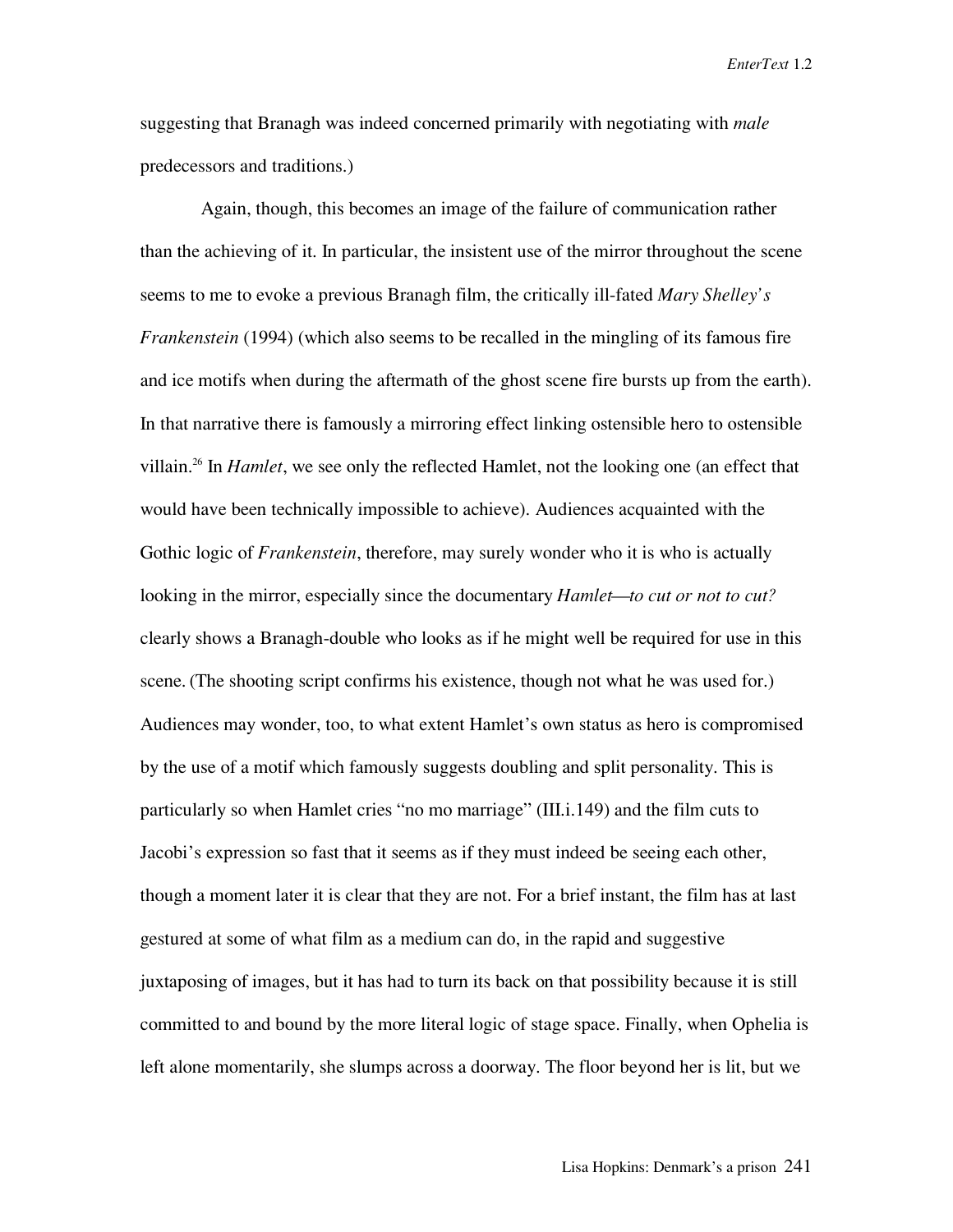suggesting that Branagh was indeed concerned primarily with negotiating with *male* predecessors and traditions.)

Again, though, this becomes an image of the failure of communication rather than the achieving of it. In particular, the insistent use of the mirror throughout the scene seems to me to evoke a previous Branagh film, the critically ill-fated *Mary Shelley's Frankenstein* (1994) (which also seems to be recalled in the mingling of its famous fire and ice motifs when during the aftermath of the ghost scene fire bursts up from the earth). In that narrative there is famously a mirroring effect linking ostensible hero to ostensible villain.[26] In *Hamlet*, we see only the reflected Hamlet, not the looking one (an effect that would have been technically impossible to achieve). Audiences acquainted with the Gothic logic of *Frankenstein*, therefore, may surely wonder who it is who is actually looking in the mirror, especially since the documentary *Hamlet—to cut or not to cut?* clearly shows a Branagh-double who looks as if he might well be required for use in this scene. (The shooting script confirms his existence, though not what he was used for.) Audiences may wonder, too, to what extent Hamlet's own status as hero is compromised by the use of a motif which famously suggests doubling and split personality. This is particularly so when Hamlet cries "no mo marriage" (III.i.149) and the film cuts to Jacobi's expression so fast that it seems as if they must indeed be seeing each other, though a moment later it is clear that they are not. For a brief instant, the film has at last gestured at some of what film as a medium can do, in the rapid and suggestive juxtaposing of images, but it has had to turn its back on that possibility because it is still committed to and bound by the more literal logic of stage space. Finally, when Ophelia is left alone momentarily, she slumps across a doorway. The floor beyond her is lit, but we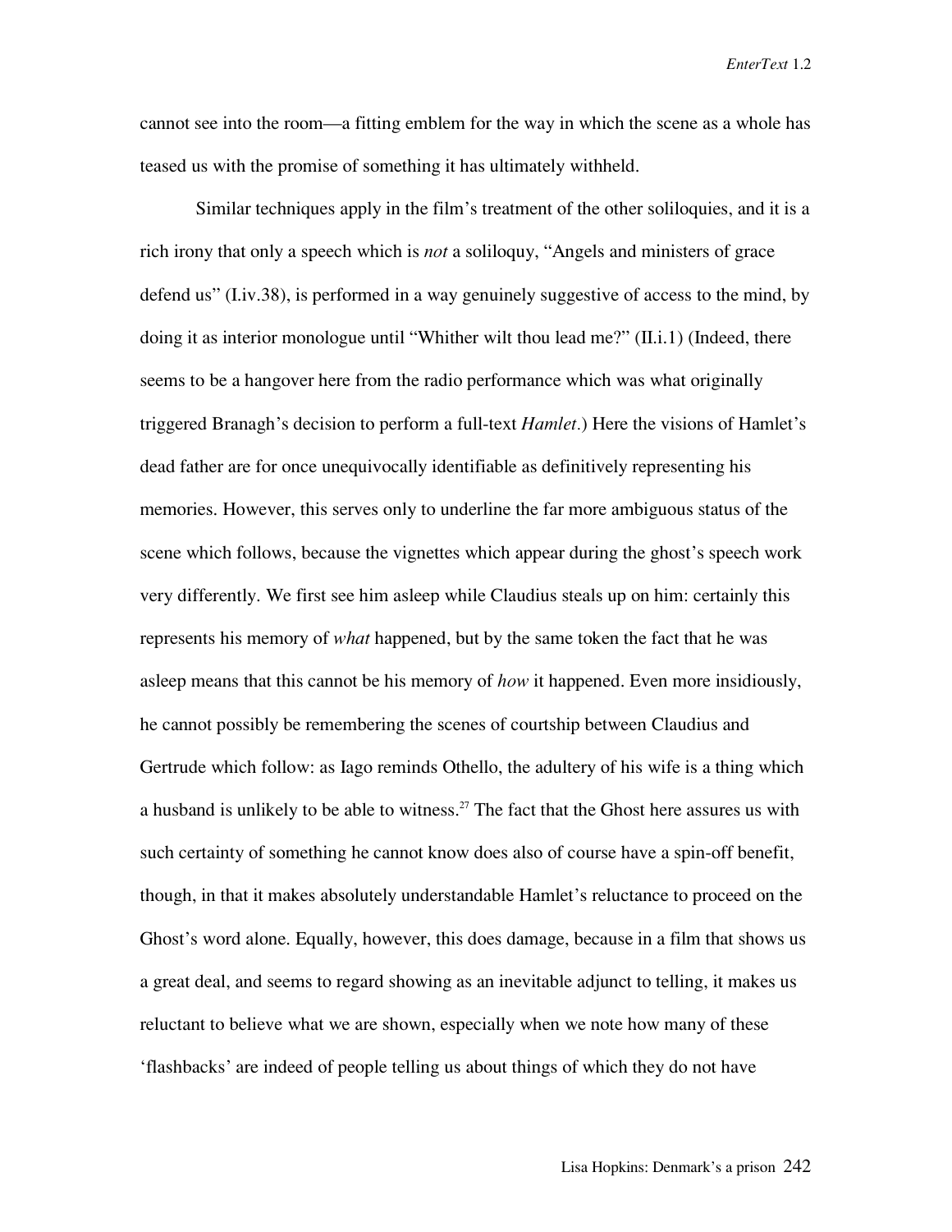cannot see into the room—a fitting emblem for the way in which the scene as a whole has teased us with the promise of something it has ultimately withheld.

Similar techniques apply in the film's treatment of the other soliloquies, and it is a rich irony that only a speech which is *not* a soliloquy, "Angels and ministers of grace defend us" (I.iv.38), is performed in a way genuinely suggestive of access to the mind, by doing it as interior monologue until "Whither wilt thou lead me?" (II.i.1) (Indeed, there seems to be a hangover here from the radio performance which was what originally triggered Branagh's decision to perform a full-text *Hamlet*.) Here the visions of Hamlet's dead father are for once unequivocally identifiable as definitively representing his memories. However, this serves only to underline the far more ambiguous status of the scene which follows, because the vignettes which appear during the ghost's speech work very differently. We first see him asleep while Claudius steals up on him: certainly this represents his memory of *what* happened, but by the same token the fact that he was asleep means that this cannot be his memory of *how* it happened. Even more insidiously, he cannot possibly be remembering the scenes of courtship between Claudius and Gertrude which follow: as Iago reminds Othello, the adultery of his wife is a thing which a husband is unlikely to be able to witness.[27] The fact that the Ghost here assures us with such certainty of something he cannot know does also of course have a spin-off benefit, though, in that it makes absolutely understandable Hamlet's reluctance to proceed on the Ghost's word alone. Equally, however, this does damage, because in a film that shows us a great deal, and seems to regard showing as an inevitable adjunct to telling, it makes us reluctant to believe what we are shown, especially when we note how many of these 'flashbacks' are indeed of people telling us about things of which they do not have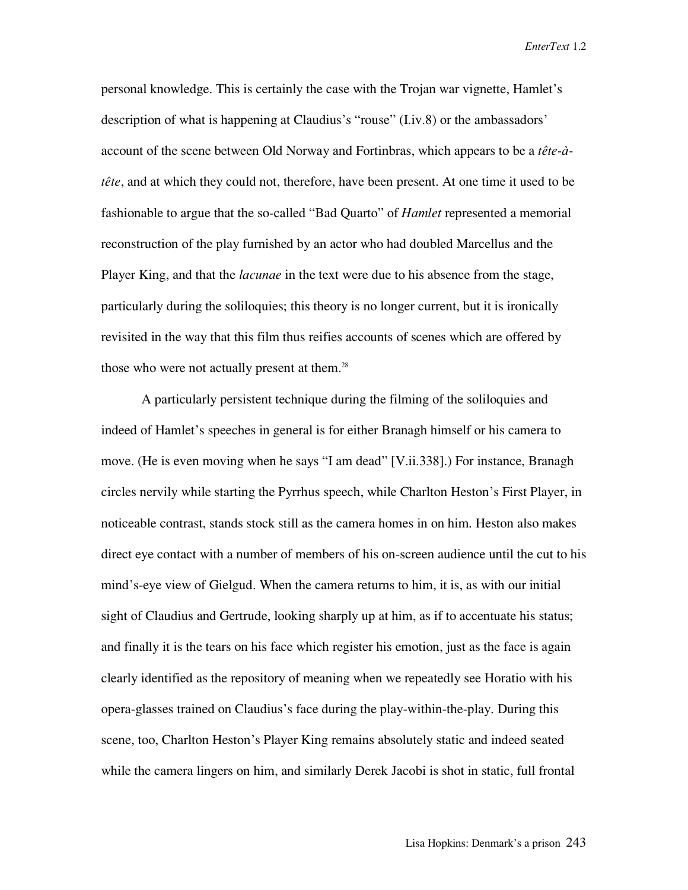personal knowledge. This is certainly the case with the Trojan war vignette, Hamlet's description of what is happening at Claudius's "rouse" (I.iv.8) or the ambassadors' account of the scene between Old Norway and Fortinbras, which appears to be a *tête-à-tête*, and at which they could not, therefore, have been present. At one time it used to be fashionable to argue that the so-called "Bad Quarto" of *Hamlet* represented a memorial reconstruction of the play furnished by an actor who had doubled Marcellus and the Player King, and that the *lacunae* in the text were due to his absence from the stage, particularly during the soliloquies; this theory is no longer current, but it is ironically revisited in the way that this film thus reifies accounts of scenes which are offered by those who were not actually present at them.[28]

A particularly persistent technique during the filming of the soliloquies and indeed of Hamlet's speeches in general is for either Branagh himself or his camera to move. (He is even moving when he says "I am dead" [V.ii.338].) For instance, Branagh circles nervily while starting the Pyrrhus speech, while Charlton Heston's First Player, in noticeable contrast, stands stock still as the camera homes in on him. Heston also makes direct eye contact with a number of members of his on-screen audience until the cut to his mind's-eye view of Gielgud. When the camera returns to him, it is, as with our initial sight of Claudius and Gertrude, looking sharply up at him, as if to accentuate his status; and finally it is the tears on his face which register his emotion, just as the face is again clearly identified as the repository of meaning when we repeatedly see Horatio with his opera-glasses trained on Claudius's face during the play-within-the-play. During this scene, too, Charlton Heston's Player King remains absolutely static and indeed seated while the camera lingers on him, and similarly Derek Jacobi is shot in static, full frontal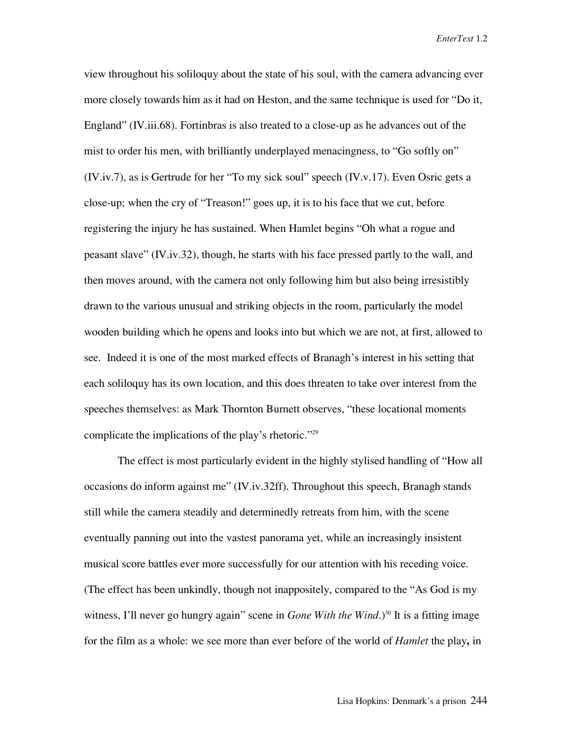view throughout his soliloquy about the state of his soul, with the camera advancing ever more closely towards him as it had on Heston, and the same technique is used for "Do it, England" (IV.iii.68). Fortinbras is also treated to a close-up as he advances out of the mist to order his men, with brilliantly underplayed menacingness, to "Go softly on" (IV.iv.7), as is Gertrude for her "To my sick soul" speech (IV.v.17). Even Osric gets a close-up; when the cry of "Treason!" goes up, it is to his face that we cut, before registering the injury he has sustained. When Hamlet begins "Oh what a rogue and peasant slave" (IV.iv.32), though, he starts with his face pressed partly to the wall, and then moves around, with the camera not only following him but also being irresistibly drawn to the various unusual and striking objects in the room, particularly the model wooden building which he opens and looks into but which we are not, at first, allowed to see. Indeed it is one of the most marked effects of Branagh's interest in his setting that each soliloquy has its own location, and this does threaten to take over interest from the speeches themselves: as Mark Thornton Burnett observes, "these locational moments complicate the implications of the play's rhetoric."[29]

The effect is most particularly evident in the highly stylised handling of "How all occasions do inform against me" (IV.iv.32ff). Throughout this speech, Branagh stands still while the camera steadily and determinedly retreats from him, with the scene eventually panning out into the vastest panorama yet, while an increasingly insistent musical score battles ever more successfully for our attention with his receding voice. (The effect has been unkindly, though not inappositely, compared to the "As God is my witness, I'll never go hungry again" scene in *Gone With the Wind*.)[30] It is a fitting image for the film as a whole: we see more than ever before of the world of *Hamlet* the play**,** in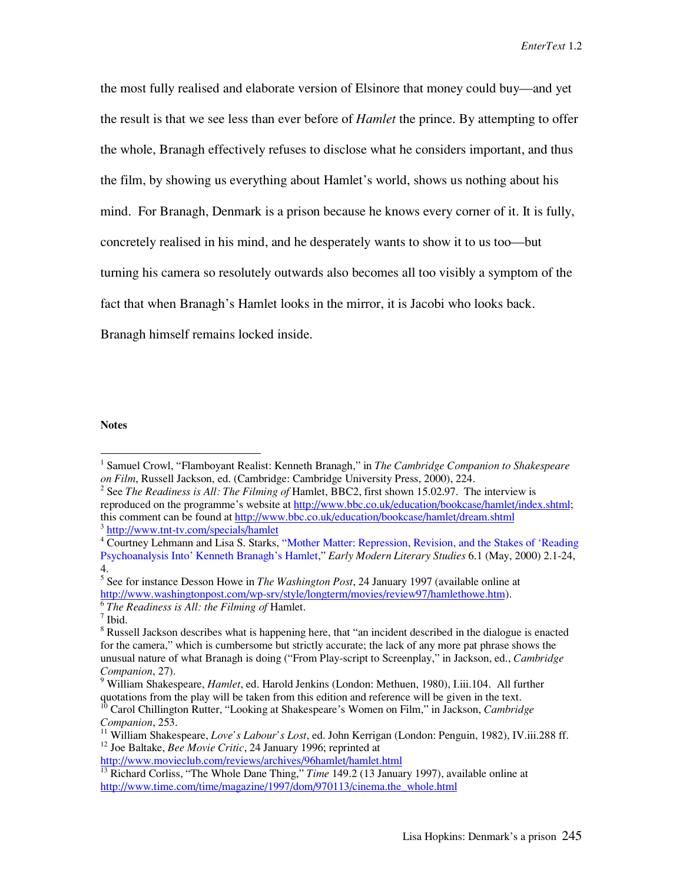the most fully realised and elaborate version of Elsinore that money could buy—and yet the result is that we see less than ever before of *Hamlet* the prince. By attempting to offer the whole, Branagh effectively refuses to disclose what he considers important, and thus the film, by showing us everything about Hamlet's world, shows us nothing about his mind. For Branagh, Denmark is a prison because he knows every corner of it. It is fully, concretely realised in his mind, and he desperately wants to show it to us too—but turning his camera so resolutely outwards also becomes all too visibly a symptom of the fact that when Branagh's Hamlet looks in the mirror, it is Jacobi who looks back. Branagh himself remains locked inside.

**Notes**

[1] Samuel Crowl, "Flamboyant Realist: Kenneth Branagh," in *The Cambridge Companion to Shakespeare on Film*, Russell Jackson, ed. (Cambridge: Cambridge University Press, 2000), 224.

[2] See *The Readiness is All: The Filming of* Hamlet, BBC2, first shown 15.02.97. The interview is reproduced on the programme's website at http://www.bbc.co.uk/education/bookcase/hamlet/index.shtml; this comment can be found at http://www.bbc.co.uk/education/bookcase/hamlet/dream.shtml

[3] http://www.tnt-tv.com/specials/hamlet

[4] Courtney Lehmann and Lisa S. Starks, "Mother Matter: Repression, Revision, and the Stakes of 'Reading Psychoanalysis Into' Kenneth Branagh's Hamlet," *Early Modern Literary Studies* 6.1 (May, 2000) 2.1-24, 4.

[5] See for instance Desson Howe in *The Washington Post*, 24 January 1997 (available online at http://www.washingtonpost.com/wp-srv/style/longterm/movies/review97/hamlethowe.htm).

[6] *The Readiness is All: the Filming of* Hamlet.

[7] Ibid.

[8] Russell Jackson describes what is happening here, that "an incident described in the dialogue is enacted for the camera," which is cumbersome but strictly accurate; the lack of any more pat phrase shows the unusual nature of what Branagh is doing ("From Play-script to Screenplay," in Jackson, ed., *Cambridge Companion*, 27).

[9] William Shakespeare, *Hamlet*, ed. Harold Jenkins (London: Methuen, 1980), I.iii.104. All further quotations from the play will be taken from this edition and reference will be given in the text.

[10] Carol Chillington Rutter, "Looking at Shakespeare's Women on Film," in Jackson, *Cambridge Companion*, 253.

[11] William Shakespeare, *Love's Labour's Lost*, ed. John Kerrigan (London: Penguin, 1982), IV.iii.288 ff.

[12] Joe Baltake, *Bee Movie Critic*, 24 January 1996; reprinted at http://www.movieclub.com/reviews/archives/96hamlet/hamlet.html

[13] Richard Corliss, "The Whole Dane Thing," *Time* 149.2 (13 January 1997), available online at http://www.time.com/time/magazine/1997/dom/970113/cinema.the_whole.html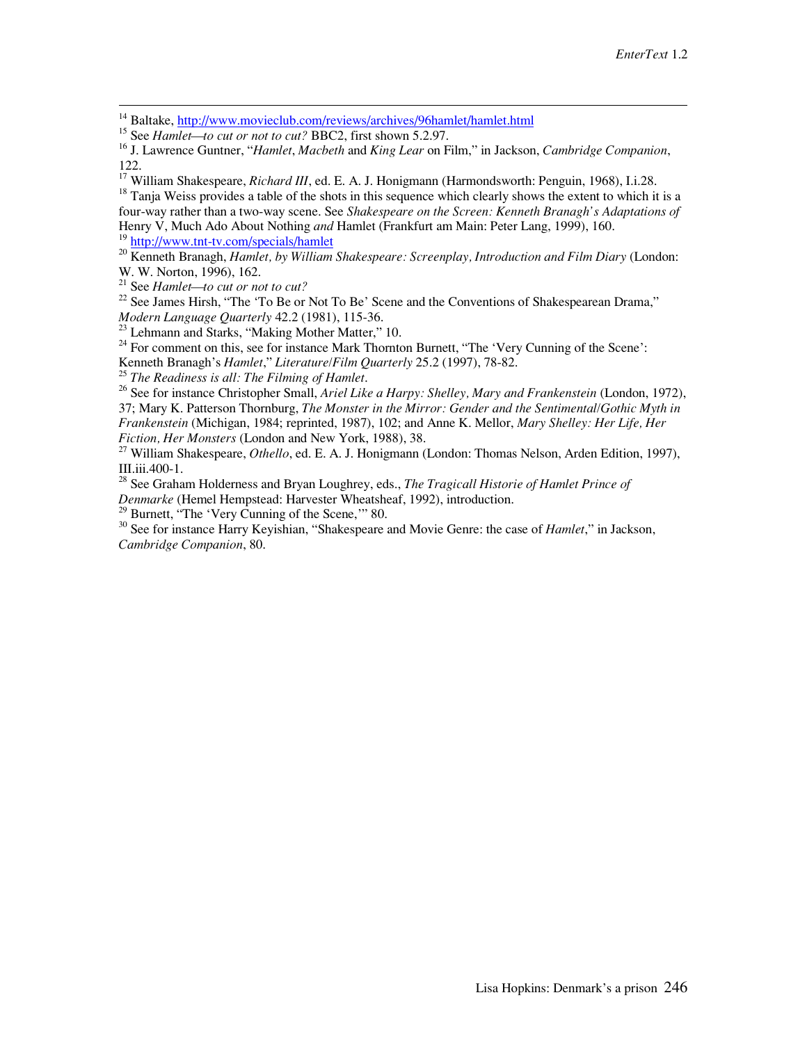[14] Baltake, http://www.movieclub.com/reviews/archives/96hamlet/hamlet.html

[15] See *Hamlet—to cut or not to cut?* BBC2, first shown 5.2.97.

[16] J. Lawrence Guntner, "*Hamlet*, *Macbeth* and *King Lear* on Film," in Jackson, *Cambridge Companion*, 122.

[17] William Shakespeare, *Richard III*, ed. E. A. J. Honigmann (Harmondsworth: Penguin, 1968), I.i.28.

[18] Tanja Weiss provides a table of the shots in this sequence which clearly shows the extent to which it is a four-way rather than a two-way scene. See *Shakespeare on the Screen: Kenneth Branagh's Adaptations of* Henry V, Much Ado About Nothing *and* Hamlet (Frankfurt am Main: Peter Lang, 1999), 160.

[19] http://www.tnt-tv.com/specials/hamlet

[20] Kenneth Branagh, *Hamlet, by William Shakespeare: Screenplay, Introduction and Film Diary* (London: W. W. Norton, 1996), 162.

[21] See *Hamlet—to cut or not to cut?*

[22] See James Hirsh, "The 'To Be or Not To Be' Scene and the Conventions of Shakespearean Drama," *Modern Language Quarterly* 42.2 (1981), 115-36.

[23] Lehmann and Starks, "Making Mother Matter," 10.

[24] For comment on this, see for instance Mark Thornton Burnett, "The 'Very Cunning of the Scene': Kenneth Branagh's *Hamlet*," *Literature/Film Quarterly* 25.2 (1997), 78-82.

[25] *The Readiness is all: The Filming of Hamlet*.

[26] See for instance Christopher Small, *Ariel Like a Harpy: Shelley, Mary and Frankenstein* (London, 1972), 37; Mary K. Patterson Thornburg, *The Monster in the Mirror: Gender and the Sentimental/Gothic Myth in Frankenstein* (Michigan, 1984; reprinted, 1987), 102; and Anne K. Mellor, *Mary Shelley: Her Life, Her Fiction, Her Monsters* (London and New York, 1988), 38.

[27] William Shakespeare, *Othello*, ed. E. A. J. Honigmann (London: Thomas Nelson, Arden Edition, 1997), III.iii.400-1.

[28] See Graham Holderness and Bryan Loughrey, eds., *The Tragicall Historie of Hamlet Prince of Denmarke* (Hemel Hempstead: Harvester Wheatsheaf, 1992), introduction.

[29] Burnett, "The 'Very Cunning of the Scene,'" 80.

[30] See for instance Harry Keyishian, "Shakespeare and Movie Genre: the case of *Hamlet*," in Jackson, *Cambridge Companion*, 80.